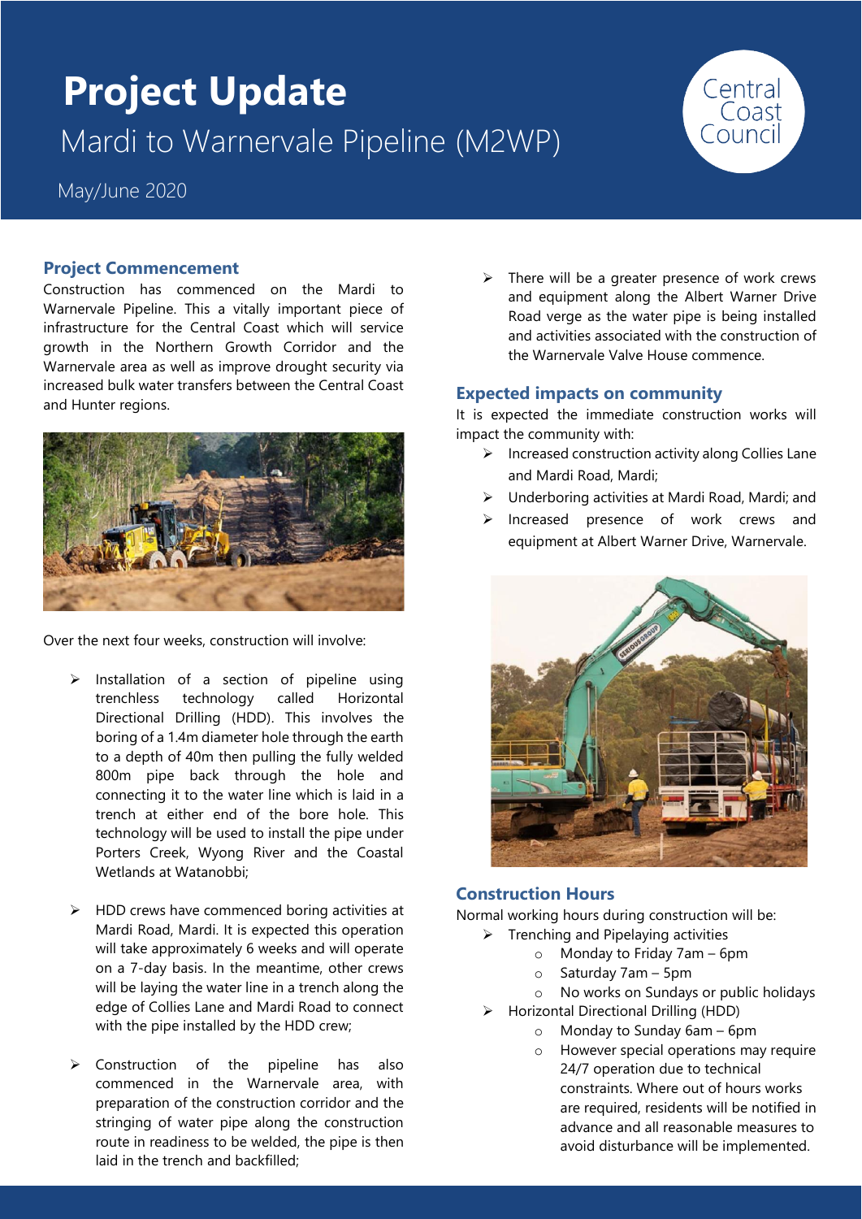# Project Update

## Mardi to Warnervale Pipeline (M2WP)

May/June 2020

Central Coast Council

### Project Commencement

Construction has commenced on the Mardi to Warnervale Pipeline. This a vitally important piece of infrastructure for the Central Coast which will service growth in the Northern Growth Corridor and the Warnervale area as well as improve drought security via increased bulk water transfers between the Central Coast and Hunter regions.

Over the next four weeks, construction will involve:

- Installation of a section of pipeline using trenchless technology called Horizontal Directional Drilling (HDD). This involves the boring of a 1.4m diameter hole through the earth to a depth of 40m then pulling the fully welded 800m pipe back through the hole and connecting it to the water line which is laid in a trench at either end of the bore hole. This technology will be used to install the pipe under Porters Creek, Wyong River and the Coastal Wetlands at Watanobbi;
- HDD crews have commenced boring activities at Mardi Road, Mardi. It is expected this operation will take approximately 6 weeks and will operate on a 7-day basis. In the meantime, other crews will be laying the water line in a trench along the edge of Collies Lane and Mardi Road to connect with the pipe installed by the HDD crew;
- Construction of the pipeline has also commenced in the Warnervale area, with preparation of the construction corridor and the stringing of water pipe along the construction route in readiness to be welded, the pipe is then laid in the trench and backfilled;
- There will be a greater presence of work crews and equipment along the Albert Warner Drive Road verge as the water pipe is being installed and activities associated with the construction of the Warnervale Valve House commence.

### Expected impacts on community

It is expected the immediate construction works will impact the community with:

- Increased construction activity along Collies Lane and Mardi Road, Mardi;
- Underboring activities at Mardi Road, Mardi; and
- Increased presence of work crews and equipment at Albert Warner Drive, Warnervale.

### Construction Hours

Normal working hours during construction will be:

- Trenching and Pipelaying activities
  - Monday to Friday 7am – 6pm
  - Saturday 7am – 5pm
  - No works on Sundays or public holidays
- Horizontal Directional Drilling (HDD)
  - Monday to Sunday 6am – 6pm
  - However special operations may require 24/7 operation due to technical constraints. Where out of hours works are required, residents will be notified in advance and all reasonable measures to avoid disturbance will be implemented.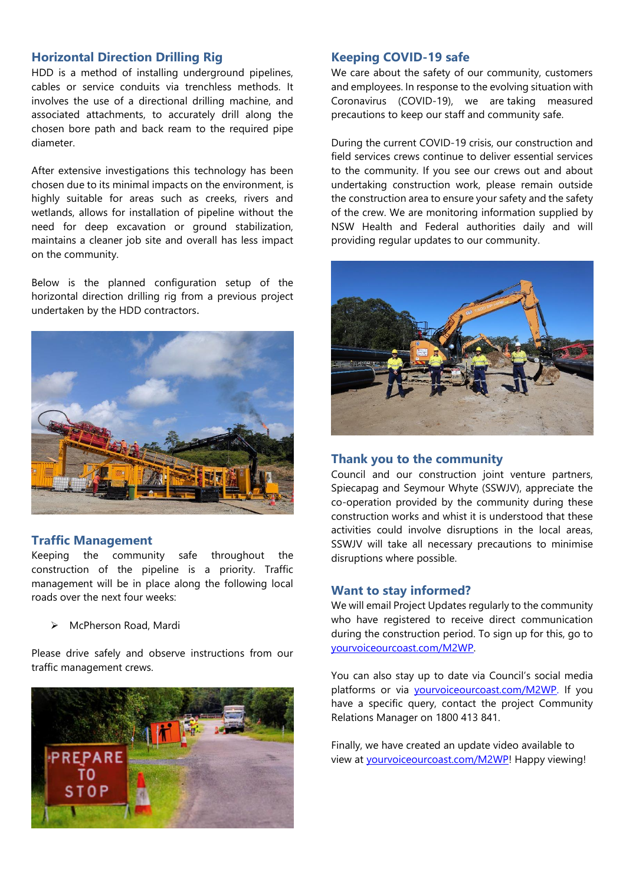## Horizontal Direction Drilling Rig

HDD is a method of installing underground pipelines, cables or service conduits via trenchless methods. It involves the use of a directional drilling machine, and associated attachments, to accurately drill along the chosen bore path and back ream to the required pipe diameter.

After extensive investigations this technology has been chosen due to its minimal impacts on the environment, is highly suitable for areas such as creeks, rivers and wetlands, allows for installation of pipeline without the need for deep excavation or ground stabilization, maintains a cleaner job site and overall has less impact on the community.

Below is the planned configuration setup of the horizontal direction drilling rig from a previous project undertaken by the HDD contractors.

## Traffic Management

Keeping the community safe throughout the construction of the pipeline is a priority. Traffic management will be in place along the following local roads over the next four weeks:

- McPherson Road, Mardi

Please drive safely and observe instructions from our traffic management crews.

## Keeping COVID-19 safe

We care about the safety of our community, customers and employees. In response to the evolving situation with Coronavirus (COVID-19), we are taking measured precautions to keep our staff and community safe.

During the current COVID-19 crisis, our construction and field services crews continue to deliver essential services to the community. If you see our crews out and about undertaking construction work, please remain outside the construction area to ensure your safety and the safety of the crew. We are monitoring information supplied by NSW Health and Federal authorities daily and will providing regular updates to our community.

## Thank you to the community

Council and our construction joint venture partners, Spiecapag and Seymour Whyte (SSWJV), appreciate the co-operation provided by the community during these construction works and whist it is understood that these activities could involve disruptions in the local areas, SSWJV will take all necessary precautions to minimise disruptions where possible.

## Want to stay informed?

We will email Project Updates regularly to the community who have registered to receive direct communication during the construction period. To sign up for this, go to yourvoiceourcoast.com/M2WP.

You can also stay up to date via Council's social media platforms or via yourvoiceourcoast.com/M2WP. If you have a specific query, contact the project Community Relations Manager on 1800 413 841.

Finally, we have created an update video available to view at yourvoiceourcoast.com/M2WP! Happy viewing!